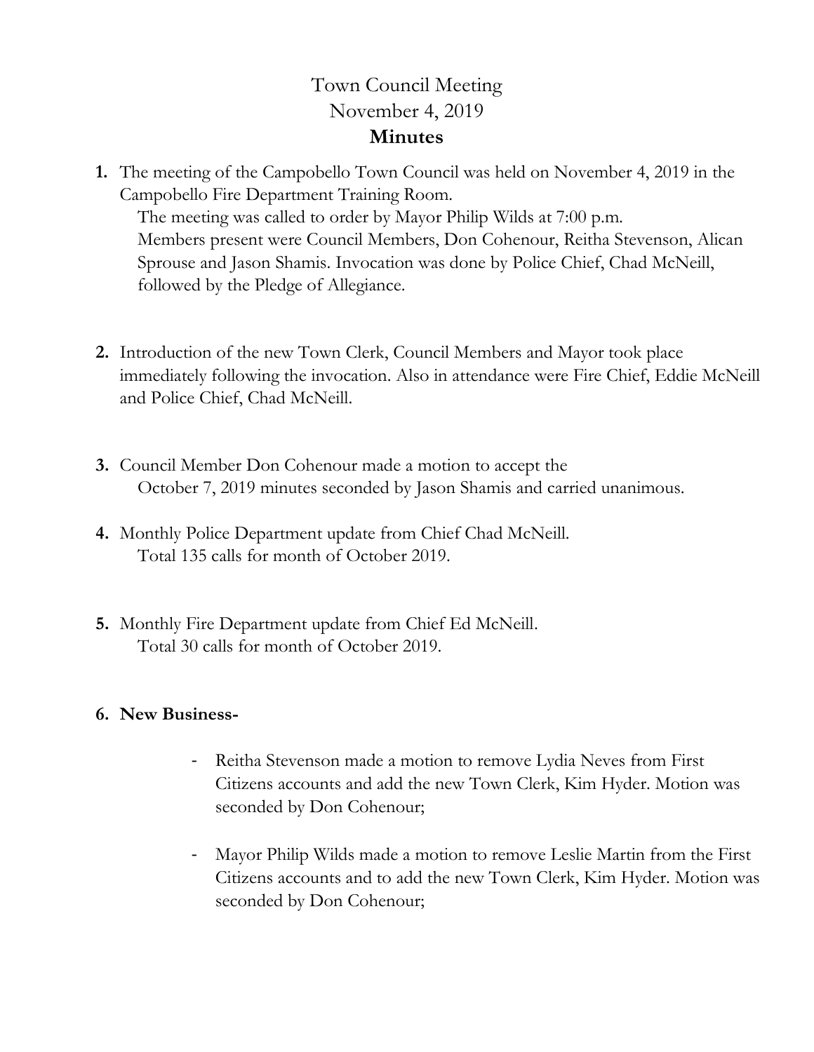# Town Council Meeting
# November 4, 2019
## Minutes

1. The meeting of the Campobello Town Council was held on November 4, 2019 in the Campobello Fire Department Training Room.
   The meeting was called to order by Mayor Philip Wilds at 7:00 p.m.
   Members present were Council Members, Don Cohenour, Reitha Stevenson, Alican Sprouse and Jason Shamis. Invocation was done by Police Chief, Chad McNeill, followed by the Pledge of Allegiance.

2. Introduction of the new Town Clerk, Council Members and Mayor took place immediately following the invocation. Also in attendance were Fire Chief, Eddie McNeill and Police Chief, Chad McNeill.

3. Council Member Don Cohenour made a motion to accept the
   October 7, 2019 minutes seconded by Jason Shamis and carried unanimous.

4. Monthly Police Department update from Chief Chad McNeill.
   Total 135 calls for month of October 2019.

5. Monthly Fire Department update from Chief Ed McNeill.
   Total 30 calls for month of October 2019.

6. **New Business-**

   - Reitha Stevenson made a motion to remove Lydia Neves from First Citizens accounts and add the new Town Clerk, Kim Hyder. Motion was seconded by Don Cohenour;

   - Mayor Philip Wilds made a motion to remove Leslie Martin from the First Citizens accounts and to add the new Town Clerk, Kim Hyder. Motion was seconded by Don Cohenour;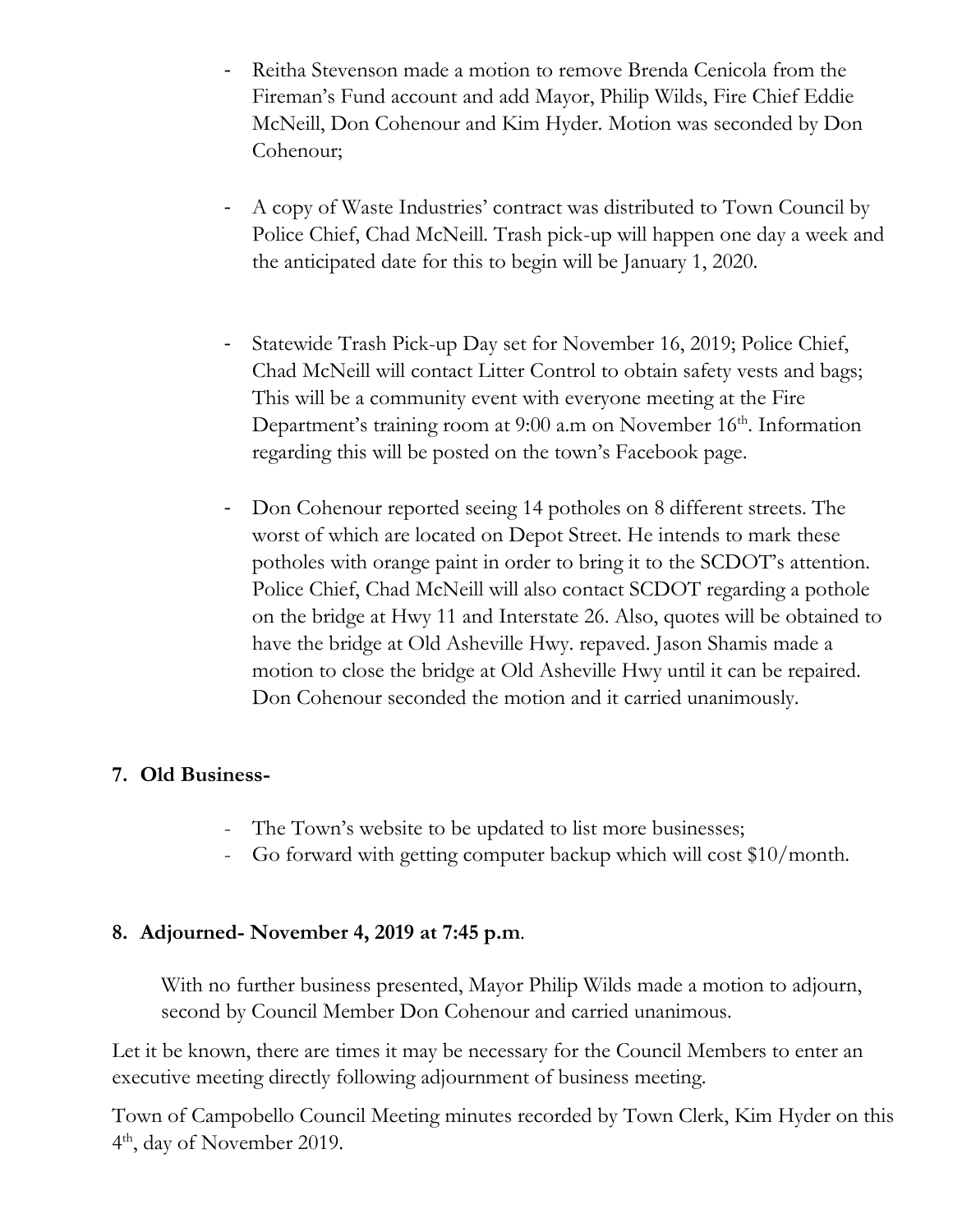- Reitha Stevenson made a motion to remove Brenda Cenicola from the Fireman's Fund account and add Mayor, Philip Wilds, Fire Chief Eddie McNeill, Don Cohenour and Kim Hyder. Motion was seconded by Don Cohenour;

- A copy of Waste Industries' contract was distributed to Town Council by Police Chief, Chad McNeill. Trash pick-up will happen one day a week and the anticipated date for this to begin will be January 1, 2020.

- Statewide Trash Pick-up Day set for November 16, 2019; Police Chief, Chad McNeill will contact Litter Control to obtain safety vests and bags; This will be a community event with everyone meeting at the Fire Department's training room at 9:00 a.m on November 16th. Information regarding this will be posted on the town's Facebook page.

- Don Cohenour reported seeing 14 potholes on 8 different streets. The worst of which are located on Depot Street. He intends to mark these potholes with orange paint in order to bring it to the SCDOT's attention. Police Chief, Chad McNeill will also contact SCDOT regarding a pothole on the bridge at Hwy 11 and Interstate 26. Also, quotes will be obtained to have the bridge at Old Asheville Hwy. repaved. Jason Shamis made a motion to close the bridge at Old Asheville Hwy until it can be repaired. Don Cohenour seconded the motion and it carried unanimously.

**7. Old Business-**

- The Town's website to be updated to list more businesses;
- Go forward with getting computer backup which will cost $10/month.

**8. Adjourned- November 4, 2019 at 7:45 p.m.**

With no further business presented, Mayor Philip Wilds made a motion to adjourn, second by Council Member Don Cohenour and carried unanimous.

Let it be known, there are times it may be necessary for the Council Members to enter an executive meeting directly following adjournment of business meeting.

Town of Campobello Council Meeting minutes recorded by Town Clerk, Kim Hyder on this 4th, day of November 2019.